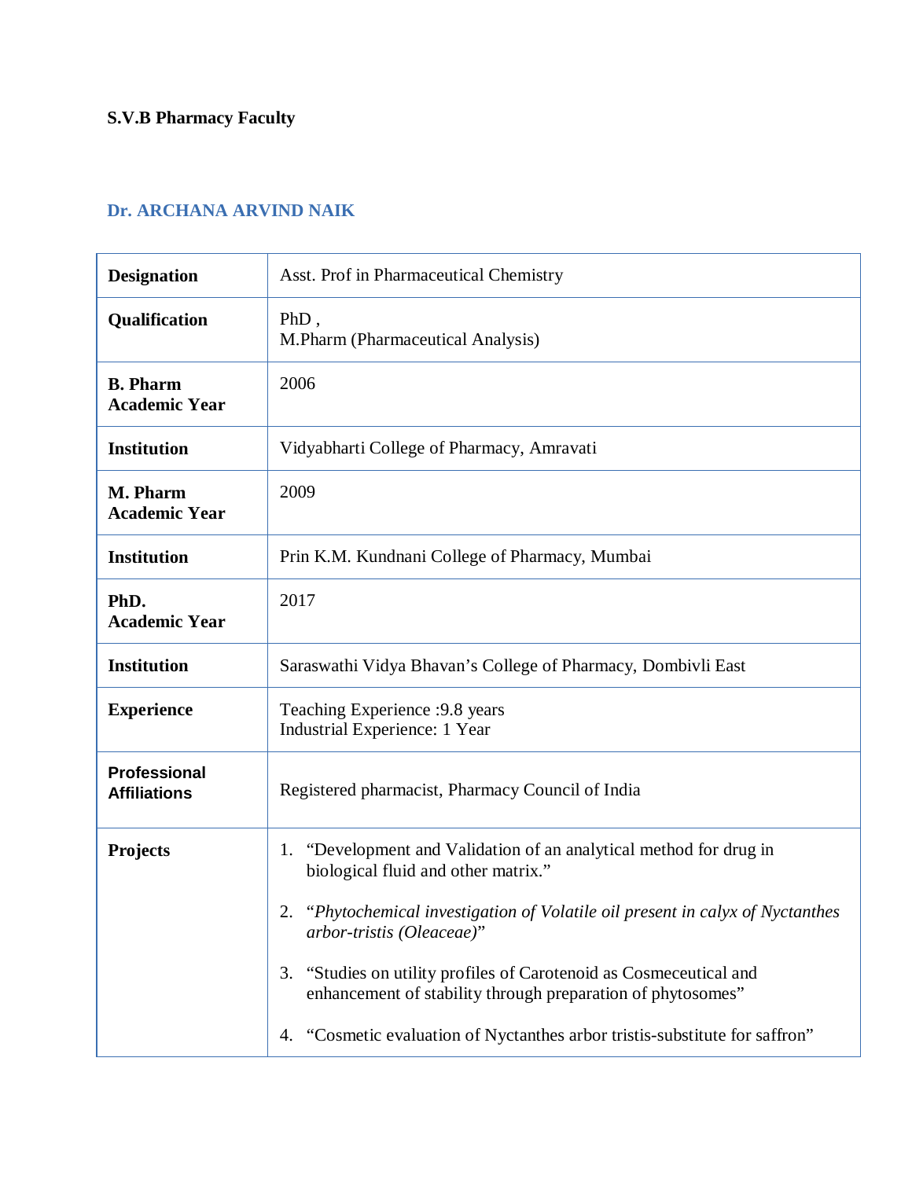**S.V.B Pharmacy Faculty**

## Dr. ARCHANA ARVIND NAIK

| | |
|---|---|
| **Designation** | Asst. Prof in Pharmaceutical Chemistry |
| **Qualification** | PhD ,<br>M.Pharm (Pharmaceutical Analysis) |
| **B. Pharm Academic Year** | 2006 |
| **Institution** | Vidyabharti College of Pharmacy, Amravati |
| **M. Pharm Academic Year** | 2009 |
| **Institution** | Prin K.M. Kundnani College of Pharmacy, Mumbai |
| **PhD. Academic Year** | 2017 |
| **Institution** | Saraswathi Vidya Bhavan's College of Pharmacy, Dombivli East |
| **Experience** | Teaching Experience :9.8 years<br>Industrial Experience: 1 Year |
| **Professional Affiliations** | Registered pharmacist, Pharmacy Council of India |
| **Projects** | 1. "Development and Validation of an analytical method for drug in biological fluid and other matrix."<br>2. "*Phytochemical investigation of Volatile oil present in calyx of Nyctanthes arbor-tristis (Oleaceae)*"<br>3. "Studies on utility profiles of Carotenoid as Cosmeceutical and enhancement of stability through preparation of phytosomes"<br>4. "Cosmetic evaluation of Nyctanthes arbor tristis-substitute for saffron" |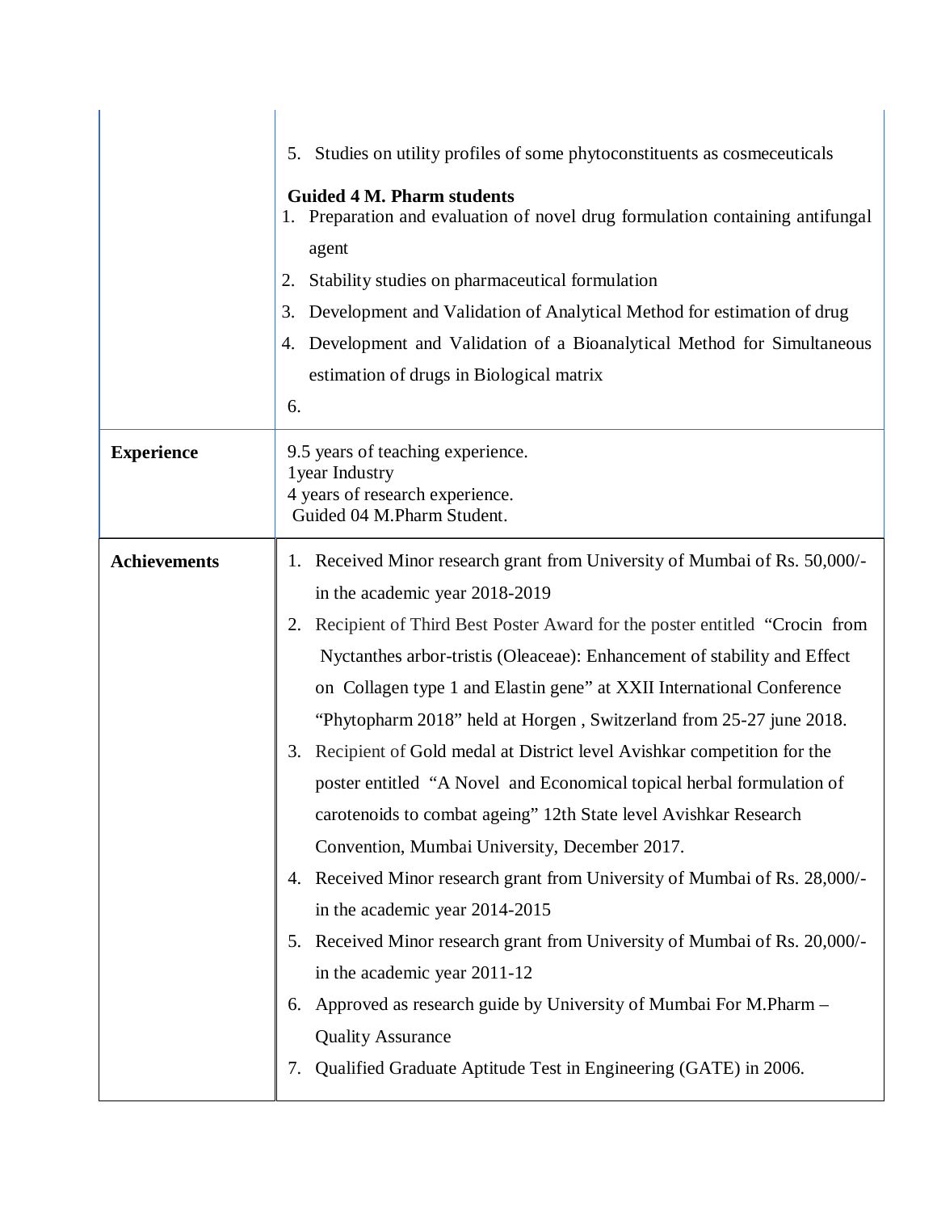| | |
|---|---|
| | 5. Studies on utility profiles of some phytoconstituents as cosmeceuticals<br><br>**Guided 4 M. Pharm students**<br>1. Preparation and evaluation of novel drug formulation containing antifungal agent<br>2. Stability studies on pharmaceutical formulation<br>3. Development and Validation of Analytical Method for estimation of drug<br>4. Development and Validation of a Bioanalytical Method for Simultaneous estimation of drugs in Biological matrix<br><br>6. |
| **Experience** | 9.5 years of teaching experience.<br>1year Industry<br>4 years of research experience.<br>Guided 04 M.Pharm Student. |
| **Achievements** | 1. Received Minor research grant from University of Mumbai of Rs. 50,000/- in the academic year 2018-2019<br>2. Recipient of Third Best Poster Award for the poster entitled "Crocin from Nyctanthes arbor-tristis (Oleaceae): Enhancement of stability and Effect on Collagen type 1 and Elastin gene" at XXII International Conference "Phytopharm 2018" held at Horgen , Switzerland from 25-27 june 2018.<br>3. Recipient of Gold medal at District level Avishkar competition for the poster entitled "A Novel and Economical topical herbal formulation of carotenoids to combat ageing" 12th State level Avishkar Research Convention, Mumbai University, December 2017.<br>4. Received Minor research grant from University of Mumbai of Rs. 28,000/- in the academic year 2014-2015<br>5. Received Minor research grant from University of Mumbai of Rs. 20,000/- in the academic year 2011-12<br>6. Approved as research guide by University of Mumbai For M.Pharm – Quality Assurance<br>7. Qualified Graduate Aptitude Test in Engineering (GATE) in 2006. |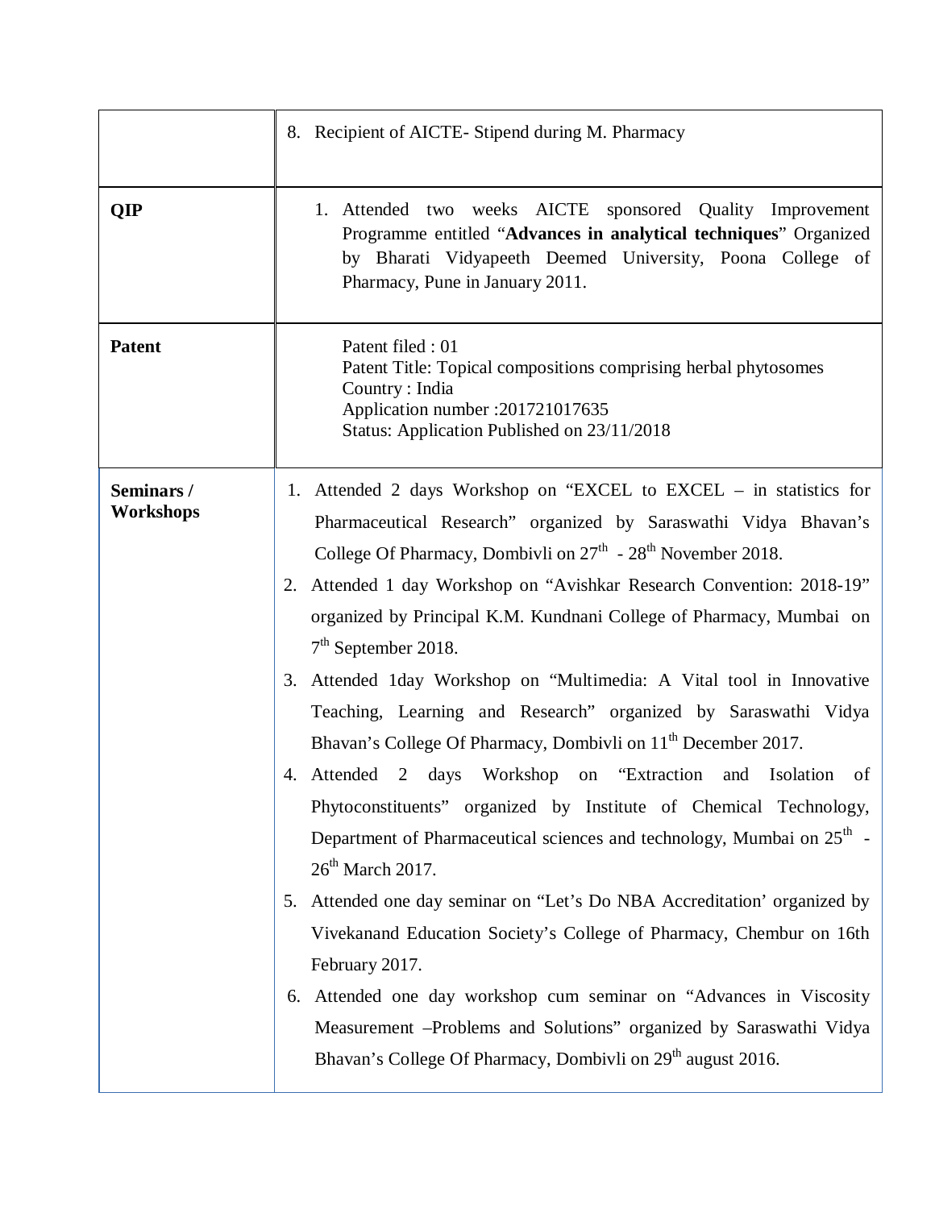| | |
|---|---|
| | 8. Recipient of AICTE- Stipend during M. Pharmacy |
| **QIP** | 1. Attended two weeks AICTE sponsored Quality Improvement Programme entitled "**Advances in analytical techniques**" Organized by Bharati Vidyapeeth Deemed University, Poona College of Pharmacy, Pune in January 2011. |
| **Patent** | Patent filed : 01<br>Patent Title: Topical compositions comprising herbal phytosomes<br>Country : India<br>Application number :201721017635<br>Status: Application Published on 23/11/2018 |
| **Seminars / Workshops** | 1. Attended 2 days Workshop on "EXCEL to EXCEL – in statistics for Pharmaceutical Research" organized by Saraswathi Vidya Bhavan's College Of Pharmacy, Dombivli on 27th - 28th November 2018.<br>2. Attended 1 day Workshop on "Avishkar Research Convention: 2018-19" organized by Principal K.M. Kundnani College of Pharmacy, Mumbai on 7th September 2018.<br>3. Attended 1day Workshop on "Multimedia: A Vital tool in Innovative Teaching, Learning and Research" organized by Saraswathi Vidya Bhavan's College Of Pharmacy, Dombivli on 11th December 2017.<br>4. Attended 2 days Workshop on "Extraction and Isolation of Phytoconstituents" organized by Institute of Chemical Technology, Department of Pharmaceutical sciences and technology, Mumbai on 25th - 26th March 2017.<br>5. Attended one day seminar on "Let's Do NBA Accreditation' organized by Vivekanand Education Society's College of Pharmacy, Chembur on 16th February 2017.<br>6. Attended one day workshop cum seminar on "Advances in Viscosity Measurement –Problems and Solutions" organized by Saraswathi Vidya Bhavan's College Of Pharmacy, Dombivli on 29th august 2016. |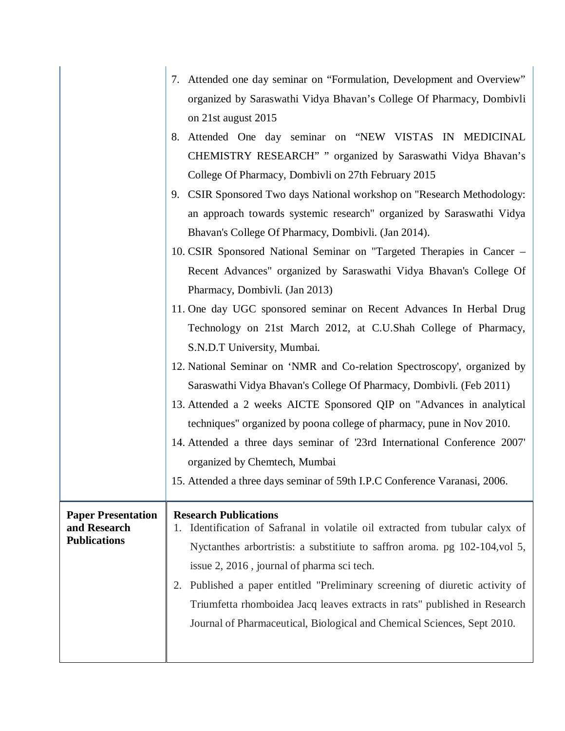| | |
|---|---|
| | 7. Attended one day seminar on "Formulation, Development and Overview" organized by Saraswathi Vidya Bhavan's College Of Pharmacy, Dombivli on 21st august 2015<br>8. Attended One day seminar on "NEW VISTAS IN MEDICINAL CHEMISTRY RESEARCH" " organized by Saraswathi Vidya Bhavan's College Of Pharmacy, Dombivli on 27th February 2015<br>9. CSIR Sponsored Two days National workshop on "Research Methodology: an approach towards systemic research" organized by Saraswathi Vidya Bhavan's College Of Pharmacy, Dombivli. (Jan 2014).<br>10. CSIR Sponsored National Seminar on "Targeted Therapies in Cancer – Recent Advances" organized by Saraswathi Vidya Bhavan's College Of Pharmacy, Dombivli. (Jan 2013)<br>11. One day UGC sponsored seminar on Recent Advances In Herbal Drug Technology on 21st March 2012, at C.U.Shah College of Pharmacy, S.N.D.T University, Mumbai.<br>12. National Seminar on 'NMR and Co-relation Spectroscopy', organized by Saraswathi Vidya Bhavan's College Of Pharmacy, Dombivli. (Feb 2011)<br>13. Attended a 2 weeks AICTE Sponsored QIP on "Advances in analytical techniques" organized by poona college of pharmacy, pune in Nov 2010.<br>14. Attended a three days seminar of '23rd International Conference 2007' organized by Chemtech, Mumbai<br>15. Attended a three days seminar of 59th I.P.C Conference Varanasi, 2006. |
| **Paper Presentation and Research Publications** | **Research Publications**<br>1. Identification of Safranal in volatile oil extracted from tubular calyx of Nyctanthes arbortristis: a substitiute to saffron aroma. pg 102-104,vol 5, issue 2, 2016 , journal of pharma sci tech.<br>2. Published a paper entitled "Preliminary screening of diuretic activity of Triumfetta rhomboidea Jacq leaves extracts in rats" published in Research Journal of Pharmaceutical, Biological and Chemical Sciences, Sept 2010. |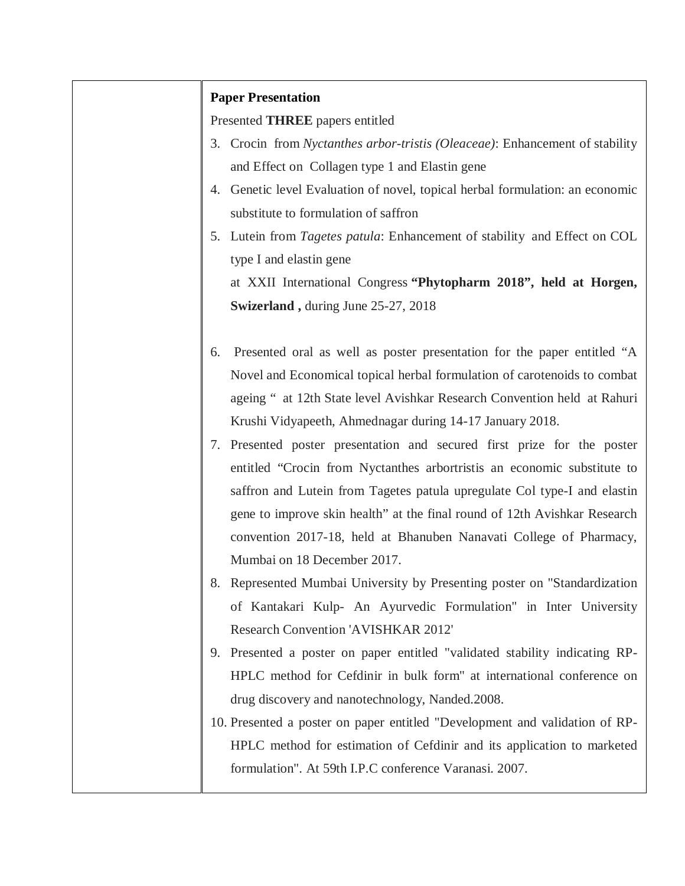**Paper Presentation**

Presented **THREE** papers entitled

3. Crocin from *Nyctanthes arbor-tristis (Oleaceae)*: Enhancement of stability and Effect on Collagen type 1 and Elastin gene
4. Genetic level Evaluation of novel, topical herbal formulation: an economic substitute to formulation of saffron
5. Lutein from *Tagetes patula*: Enhancement of stability and Effect on COL type I and elastin gene

   at XXII International Congress **"Phytopharm 2018", held at Horgen, Swizerland ,** during June 25-27, 2018

6. Presented oral as well as poster presentation for the paper entitled "A Novel and Economical topical herbal formulation of carotenoids to combat ageing " at 12th State level Avishkar Research Convention held at Rahuri Krushi Vidyapeeth, Ahmednagar during 14-17 January 2018.
7. Presented poster presentation and secured first prize for the poster entitled "Crocin from Nyctanthes arbortristis an economic substitute to saffron and Lutein from Tagetes patula upregulate Col type-I and elastin gene to improve skin health" at the final round of 12th Avishkar Research convention 2017-18, held at Bhanuben Nanavati College of Pharmacy, Mumbai on 18 December 2017.
8. Represented Mumbai University by Presenting poster on "Standardization of Kantakari Kulp- An Ayurvedic Formulation" in Inter University Research Convention 'AVISHKAR 2012'
9. Presented a poster on paper entitled "validated stability indicating RP-HPLC method for Cefdinir in bulk form" at international conference on drug discovery and nanotechnology, Nanded.2008.
10. Presented a poster on paper entitled "Development and validation of RP-HPLC method for estimation of Cefdinir and its application to marketed formulation". At 59th I.P.C conference Varanasi. 2007.